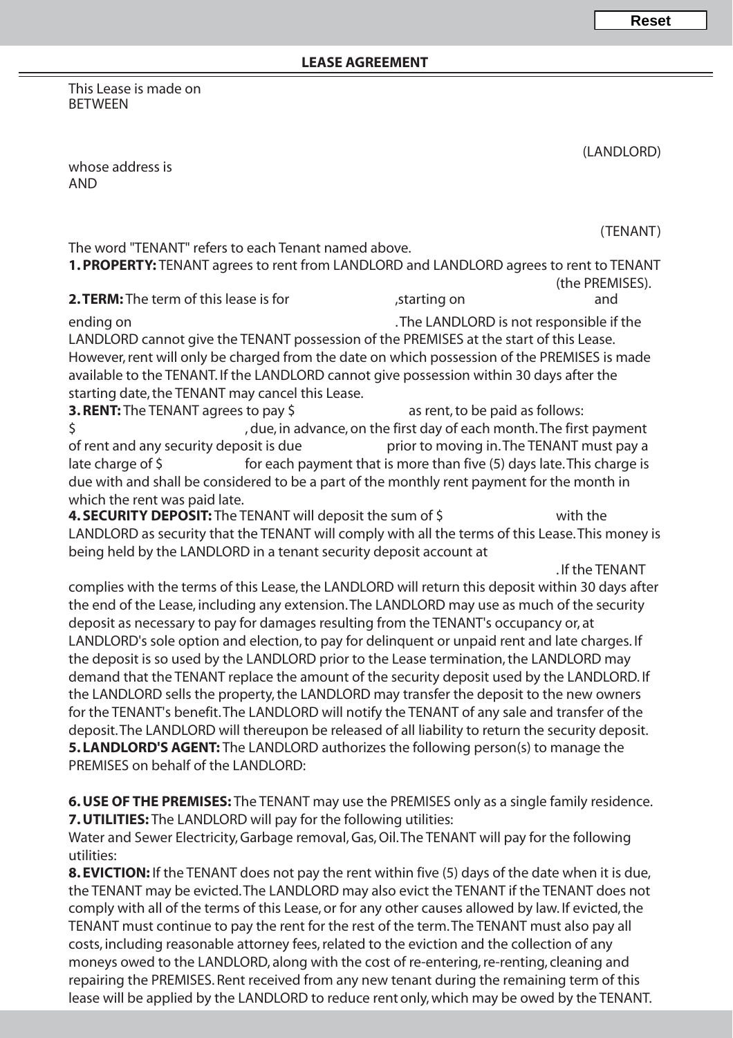Reset

**LEASE AGREEMENT**

This Lease is made on
BETWEEN

(LANDLORD)

whose address is
AND

(TENANT)

The word "TENANT" refers to each Tenant named above.

**1. PROPERTY:** TENANT agrees to rent from LANDLORD and LANDLORD agrees to rent to TENANT (the PREMISES).

**2. TERM:** The term of this lease is for ,starting on and ending on . The LANDLORD is not responsible if the LANDLORD cannot give the TENANT possession of the PREMISES at the start of this Lease. However, rent will only be charged from the date on which possession of the PREMISES is made available to the TENANT. If the LANDLORD cannot give possession within 30 days after the starting date, the TENANT may cancel this Lease.

**3. RENT:** The TENANT agrees to pay $ as rent, to be paid as follows: $ , due, in advance, on the first day of each month. The first payment of rent and any security deposit is due prior to moving in. The TENANT must pay a late charge of $ for each payment that is more than five (5) days late. This charge is due with and shall be considered to be a part of the monthly rent payment for the month in which the rent was paid late.

**4. SECURITY DEPOSIT:** The TENANT will deposit the sum of $ with the LANDLORD as security that the TENANT will comply with all the terms of this Lease. This money is being held by the LANDLORD in a tenant security deposit account at . If the TENANT complies with the terms of this Lease, the LANDLORD will return this deposit within 30 days after the end of the Lease, including any extension. The LANDLORD may use as much of the security deposit as necessary to pay for damages resulting from the TENANT's occupancy or, at LANDLORD's sole option and election, to pay for delinquent or unpaid rent and late charges. If the deposit is so used by the LANDLORD prior to the Lease termination, the LANDLORD may demand that the TENANT replace the amount of the security deposit used by the LANDLORD. If the LANDLORD sells the property, the LANDLORD may transfer the deposit to the new owners for the TENANT's benefit. The LANDLORD will notify the TENANT of any sale and transfer of the deposit. The LANDLORD will thereupon be released of all liability to return the security deposit.

**5. LANDLORD'S AGENT:** The LANDLORD authorizes the following person(s) to manage the PREMISES on behalf of the LANDLORD:

**6. USE OF THE PREMISES:** The TENANT may use the PREMISES only as a single family residence.

**7. UTILITIES:** The LANDLORD will pay for the following utilities:
Water and Sewer Electricity, Garbage removal, Gas, Oil. The TENANT will pay for the following utilities:

**8. EVICTION:** If the TENANT does not pay the rent within five (5) days of the date when it is due, the TENANT may be evicted. The LANDLORD may also evict the TENANT if the TENANT does not comply with all of the terms of this Lease, or for any other causes allowed by law. If evicted, the TENANT must continue to pay the rent for the rest of the term. The TENANT must also pay all costs, including reasonable attorney fees, related to the eviction and the collection of any moneys owed to the LANDLORD, along with the cost of re-entering, re-renting, cleaning and repairing the PREMISES. Rent received from any new tenant during the remaining term of this lease will be applied by the LANDLORD to reduce rent only, which may be owed by the TENANT.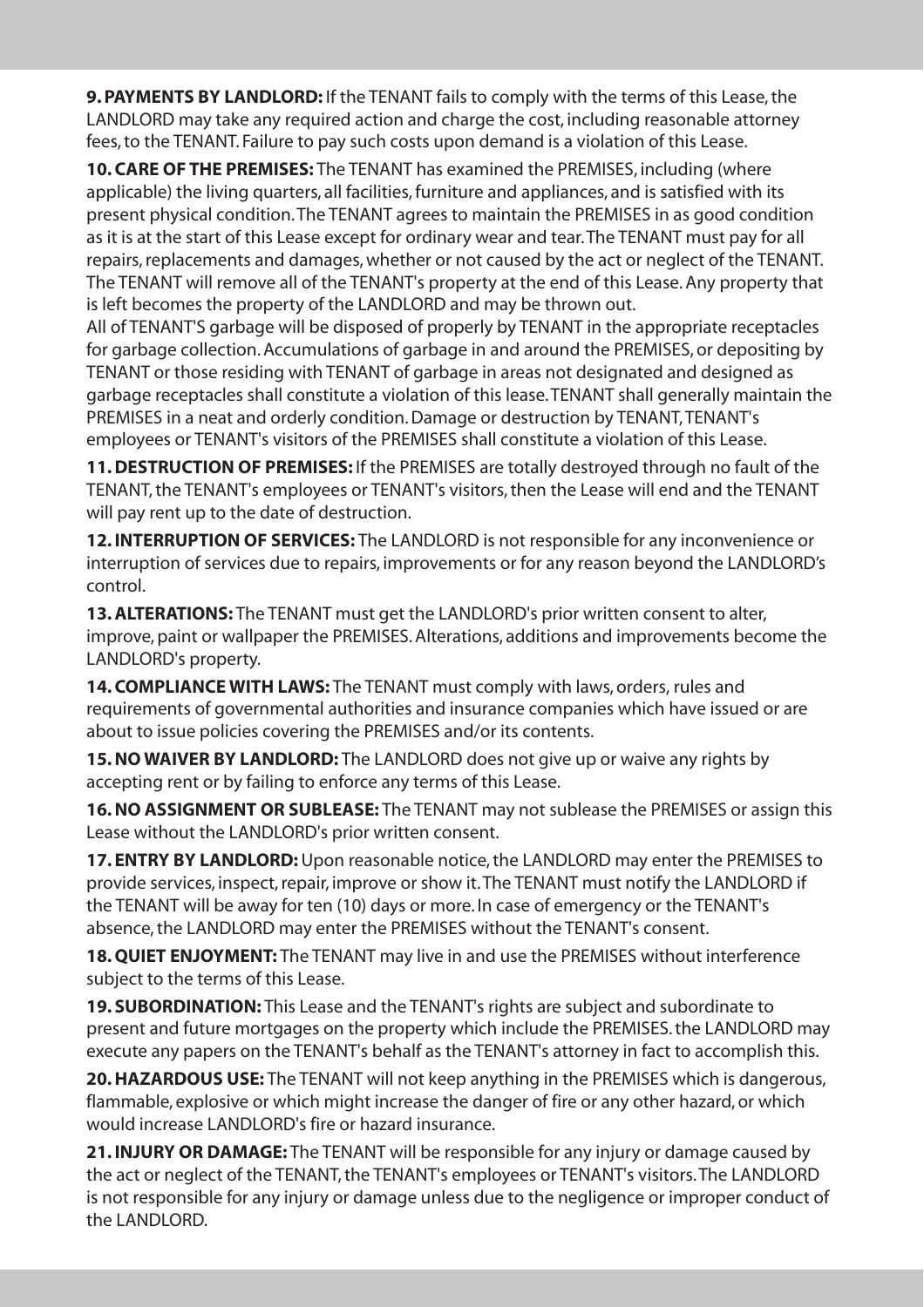**9. PAYMENTS BY LANDLORD:** If the TENANT fails to comply with the terms of this Lease, the LANDLORD may take any required action and charge the cost, including reasonable attorney fees, to the TENANT. Failure to pay such costs upon demand is a violation of this Lease.

**10. CARE OF THE PREMISES:** The TENANT has examined the PREMISES, including (where applicable) the living quarters, all facilities, furniture and appliances, and is satisfied with its present physical condition. The TENANT agrees to maintain the PREMISES in as good condition as it is at the start of this Lease except for ordinary wear and tear. The TENANT must pay for all repairs, replacements and damages, whether or not caused by the act or neglect of the TENANT. The TENANT will remove all of the TENANT's property at the end of this Lease. Any property that is left becomes the property of the LANDLORD and may be thrown out.
All of TENANT'S garbage will be disposed of properly by TENANT in the appropriate receptacles for garbage collection. Accumulations of garbage in and around the PREMISES, or depositing by TENANT or those residing with TENANT of garbage in areas not designated and designed as garbage receptacles shall constitute a violation of this lease. TENANT shall generally maintain the PREMISES in a neat and orderly condition. Damage or destruction by TENANT, TENANT's employees or TENANT's visitors of the PREMISES shall constitute a violation of this Lease.

**11. DESTRUCTION OF PREMISES:** If the PREMISES are totally destroyed through no fault of the TENANT, the TENANT's employees or TENANT's visitors, then the Lease will end and the TENANT will pay rent up to the date of destruction.

**12. INTERRUPTION OF SERVICES:** The LANDLORD is not responsible for any inconvenience or interruption of services due to repairs, improvements or for any reason beyond the LANDLORD's control.

**13. ALTERATIONS:** The TENANT must get the LANDLORD's prior written consent to alter, improve, paint or wallpaper the PREMISES. Alterations, additions and improvements become the LANDLORD's property.

**14. COMPLIANCE WITH LAWS:** The TENANT must comply with laws, orders, rules and requirements of governmental authorities and insurance companies which have issued or are about to issue policies covering the PREMISES and/or its contents.

**15. NO WAIVER BY LANDLORD:** The LANDLORD does not give up or waive any rights by accepting rent or by failing to enforce any terms of this Lease.

**16. NO ASSIGNMENT OR SUBLEASE:** The TENANT may not sublease the PREMISES or assign this Lease without the LANDLORD's prior written consent.

**17. ENTRY BY LANDLORD:** Upon reasonable notice, the LANDLORD may enter the PREMISES to provide services, inspect, repair, improve or show it. The TENANT must notify the LANDLORD if the TENANT will be away for ten (10) days or more. In case of emergency or the TENANT's absence, the LANDLORD may enter the PREMISES without the TENANT's consent.

**18. QUIET ENJOYMENT:** The TENANT may live in and use the PREMISES without interference subject to the terms of this Lease.

**19. SUBORDINATION:** This Lease and the TENANT's rights are subject and subordinate to present and future mortgages on the property which include the PREMISES. the LANDLORD may execute any papers on the TENANT's behalf as the TENANT's attorney in fact to accomplish this.

**20. HAZARDOUS USE:** The TENANT will not keep anything in the PREMISES which is dangerous, flammable, explosive or which might increase the danger of fire or any other hazard, or which would increase LANDLORD's fire or hazard insurance.

**21. INJURY OR DAMAGE:** The TENANT will be responsible for any injury or damage caused by the act or neglect of the TENANT, the TENANT's employees or TENANT's visitors. The LANDLORD is not responsible for any injury or damage unless due to the negligence or improper conduct of the LANDLORD.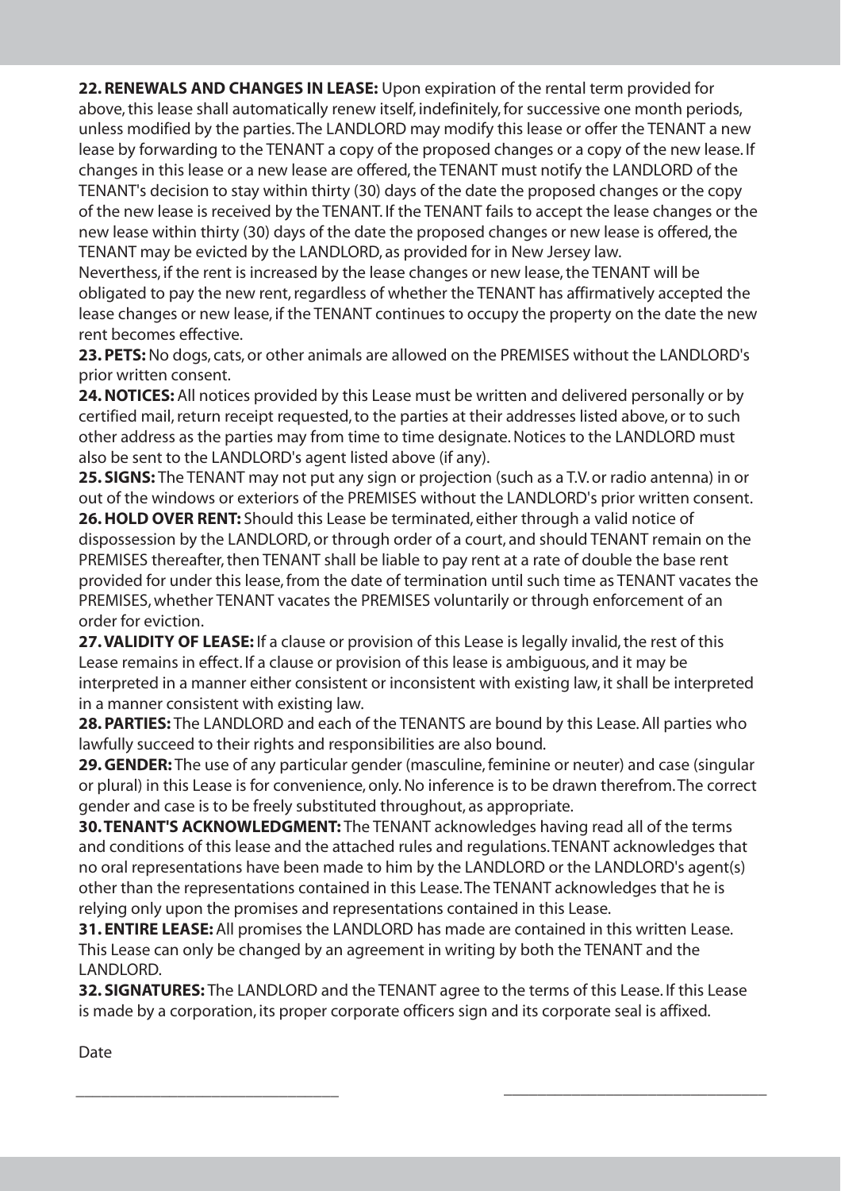**22. RENEWALS AND CHANGES IN LEASE:** Upon expiration of the rental term provided for above, this lease shall automatically renew itself, indefinitely, for successive one month periods, unless modified by the parties. The LANDLORD may modify this lease or offer the TENANT a new lease by forwarding to the TENANT a copy of the proposed changes or a copy of the new lease. If changes in this lease or a new lease are offered, the TENANT must notify the LANDLORD of the TENANT's decision to stay within thirty (30) days of the date the proposed changes or the copy of the new lease is received by the TENANT. If the TENANT fails to accept the lease changes or the new lease within thirty (30) days of the date the proposed changes or new lease is offered, the TENANT may be evicted by the LANDLORD, as provided for in New Jersey law.
Neverthess, if the rent is increased by the lease changes or new lease, the TENANT will be obligated to pay the new rent, regardless of whether the TENANT has affirmatively accepted the lease changes or new lease, if the TENANT continues to occupy the property on the date the new rent becomes effective.

**23. PETS:** No dogs, cats, or other animals are allowed on the PREMISES without the LANDLORD's prior written consent.

**24. NOTICES:** All notices provided by this Lease must be written and delivered personally or by certified mail, return receipt requested, to the parties at their addresses listed above, or to such other address as the parties may from time to time designate. Notices to the LANDLORD must also be sent to the LANDLORD's agent listed above (if any).

**25. SIGNS:** The TENANT may not put any sign or projection (such as a T.V. or radio antenna) in or out of the windows or exteriors of the PREMISES without the LANDLORD's prior written consent.

**26. HOLD OVER RENT:** Should this Lease be terminated, either through a valid notice of dispossession by the LANDLORD, or through order of a court, and should TENANT remain on the PREMISES thereafter, then TENANT shall be liable to pay rent at a rate of double the base rent provided for under this lease, from the date of termination until such time as TENANT vacates the PREMISES, whether TENANT vacates the PREMISES voluntarily or through enforcement of an order for eviction.

**27. VALIDITY OF LEASE:** If a clause or provision of this Lease is legally invalid, the rest of this Lease remains in effect. If a clause or provision of this lease is ambiguous, and it may be interpreted in a manner either consistent or inconsistent with existing law, it shall be interpreted in a manner consistent with existing law.

**28. PARTIES:** The LANDLORD and each of the TENANTS are bound by this Lease. All parties who lawfully succeed to their rights and responsibilities are also bound.

**29. GENDER:** The use of any particular gender (masculine, feminine or neuter) and case (singular or plural) in this Lease is for convenience, only. No inference is to be drawn therefrom. The correct gender and case is to be freely substituted throughout, as appropriate.

**30. TENANT'S ACKNOWLEDGMENT:** The TENANT acknowledges having read all of the terms and conditions of this lease and the attached rules and regulations. TENANT acknowledges that no oral representations have been made to him by the LANDLORD or the LANDLORD's agent(s) other than the representations contained in this Lease. The TENANT acknowledges that he is relying only upon the promises and representations contained in this Lease.

**31. ENTIRE LEASE:** All promises the LANDLORD has made are contained in this written Lease. This Lease can only be changed by an agreement in writing by both the TENANT and the LANDLORD.

**32. SIGNATURES:** The LANDLORD and the TENANT agree to the terms of this Lease. If this Lease is made by a corporation, its proper corporate officers sign and its corporate seal is affixed.

Date

_______________________________ _______________________________